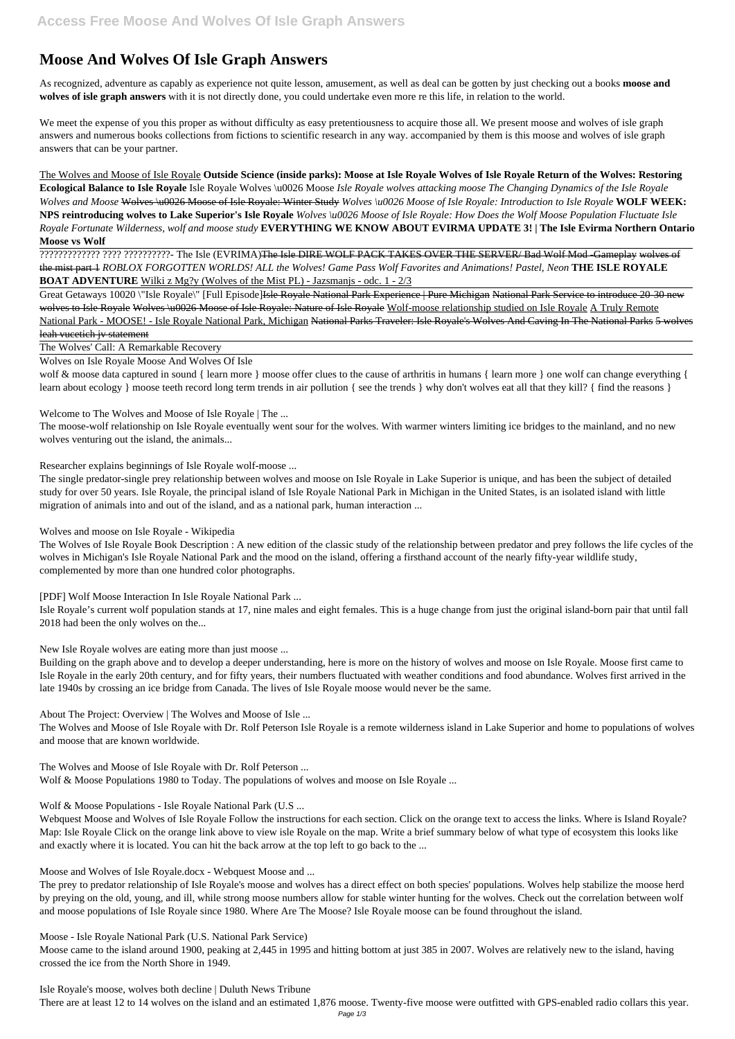# Moose And Wolves Of Isle Graph Answers

As recognized, adventure as capably as experience not quite lesson, amusement, as well as deal can be gotten by just checking out a books **moose and wolves of isle graph answers** with it is not directly done, you could undertake even more re this life, in relation to the world.

We meet the expense of you this proper as without difficulty as easy pretentiousness to acquire those all. We present moose and wolves of isle graph answers and numerous books collections from fictions to scientific research in any way. accompanied by them is this moose and wolves of isle graph answers that can be your partner.

The Wolves and Moose of Isle Royale **Outside Science (inside parks): Moose at Isle Royale Wolves of Isle Royale Return of the Wolves: Restoring Ecological Balance to Isle Royale** Isle Royale Wolves \u0026 Moose *Isle Royale wolves attacking moose The Changing Dynamics of the Isle Royale Wolves and Moose* ~~Wolves \u0026 Moose of Isle Royale: Winter Study~~ *Wolves \u0026 Moose of Isle Royale: Introduction to Isle Royale* **WOLF WEEK: NPS reintroducing wolves to Lake Superior's Isle Royale** *Wolves \u0026 Moose of Isle Royale: How Does the Wolf Moose Population Fluctuate Isle Royale Fortunate Wilderness, wolf and moose study* **EVERYTHING WE KNOW ABOUT EVIRMA UPDATE 3! | The Isle Evirma Northern Ontario Moose vs Wolf**

????????????? ???? ??????????- The Isle (EVRIMA)~~The Isle DIRE WOLF PACK TAKES OVER THE SERVER/ Bad Wolf Mod -Gameplay wolves of the mist part 1~~ *ROBLOX FORGOTTEN WORLDS! ALL the Wolves! Game Pass Wolf Favorites and Animations! Pastel, Neon* **THE ISLE ROYALE BOAT ADVENTURE** Wilki z Mg?y (Wolves of the Mist PL) - Jazsmanjs - odc. 1 - 2/3

Great Getaways 10020 \"Isle Royale\" [Full Episode]~~Isle Royale National Park Experience | Pure Michigan~~ ~~National Park Service to introduce 20-30 new wolves to Isle Royale~~ ~~Wolves \u0026 Moose of Isle Royale: Nature of Isle Royale~~ Wolf-moose relationship studied on Isle Royale A Truly Remote National Park - MOOSE! - Isle Royale National Park, Michigan ~~National Parks Traveler: Isle Royale's Wolves And Caving In The National Parks~~ ~~5 wolves leah vucetich jv statement~~

The Wolves' Call: A Remarkable Recovery

Wolves on Isle Royale Moose And Wolves Of Isle

wolf & moose data captured in sound { learn more } moose offer clues to the cause of arthritis in humans { learn more } one wolf can change everything { learn about ecology } moose teeth record long term trends in air pollution { see the trends } why don't wolves eat all that they kill? { find the reasons }

Welcome to The Wolves and Moose of Isle Royale | The ...

The moose-wolf relationship on Isle Royale eventually went sour for the wolves. With warmer winters limiting ice bridges to the mainland, and no new wolves venturing out the island, the animals...

Researcher explains beginnings of Isle Royale wolf-moose ...

The single predator-single prey relationship between wolves and moose on Isle Royale in Lake Superior is unique, and has been the subject of detailed study for over 50 years. Isle Royale, the principal island of Isle Royale National Park in Michigan in the United States, is an isolated island with little migration of animals into and out of the island, and as a national park, human interaction ...

Wolves and moose on Isle Royale - Wikipedia

The Wolves of Isle Royale Book Description : A new edition of the classic study of the relationship between predator and prey follows the life cycles of the wolves in Michigan's Isle Royale National Park and the mood on the island, offering a firsthand account of the nearly fifty-year wildlife study, complemented by more than one hundred color photographs.

[PDF] Wolf Moose Interaction In Isle Royale National Park ...

Isle Royale's current wolf population stands at 17, nine males and eight females. This is a huge change from just the original island-born pair that until fall 2018 had been the only wolves on the...

New Isle Royale wolves are eating more than just moose ...

Building on the graph above and to develop a deeper understanding, here is more on the history of wolves and moose on Isle Royale. Moose first came to Isle Royale in the early 20th century, and for fifty years, their numbers fluctuated with weather conditions and food abundance. Wolves first arrived in the late 1940s by crossing an ice bridge from Canada. The lives of Isle Royale moose would never be the same.

About The Project: Overview | The Wolves and Moose of Isle ...

The Wolves and Moose of Isle Royale with Dr. Rolf Peterson Isle Royale is a remote wilderness island in Lake Superior and home to populations of wolves and moose that are known worldwide.

The Wolves and Moose of Isle Royale with Dr. Rolf Peterson ...
Wolf & Moose Populations 1980 to Today. The populations of wolves and moose on Isle Royale ...

Wolf & Moose Populations - Isle Royale National Park (U.S ...

Webquest Moose and Wolves of Isle Royale Follow the instructions for each section. Click on the orange text to access the links. Where is Island Royale? Map: Isle Royale Click on the orange link above to view isle Royale on the map. Write a brief summary below of what type of ecosystem this looks like and exactly where it is located. You can hit the back arrow at the top left to go back to the ...

Moose and Wolves of Isle Royale.docx - Webquest Moose and ...

The prey to predator relationship of Isle Royale's moose and wolves has a direct effect on both species' populations. Wolves help stabilize the moose herd by preying on the old, young, and ill, while strong moose numbers allow for stable winter hunting for the wolves. Check out the correlation between wolf and moose populations of Isle Royale since 1980. Where Are The Moose? Isle Royale moose can be found throughout the island.

Moose - Isle Royale National Park (U.S. National Park Service)

Moose came to the island around 1900, peaking at 2,445 in 1995 and hitting bottom at just 385 in 2007. Wolves are relatively new to the island, having crossed the ice from the North Shore in 1949.

Isle Royale's moose, wolves both decline | Duluth News Tribune

There are at least 12 to 14 wolves on the island and an estimated 1,876 moose. Twenty-five moose were outfitted with GPS-enabled radio collars this year.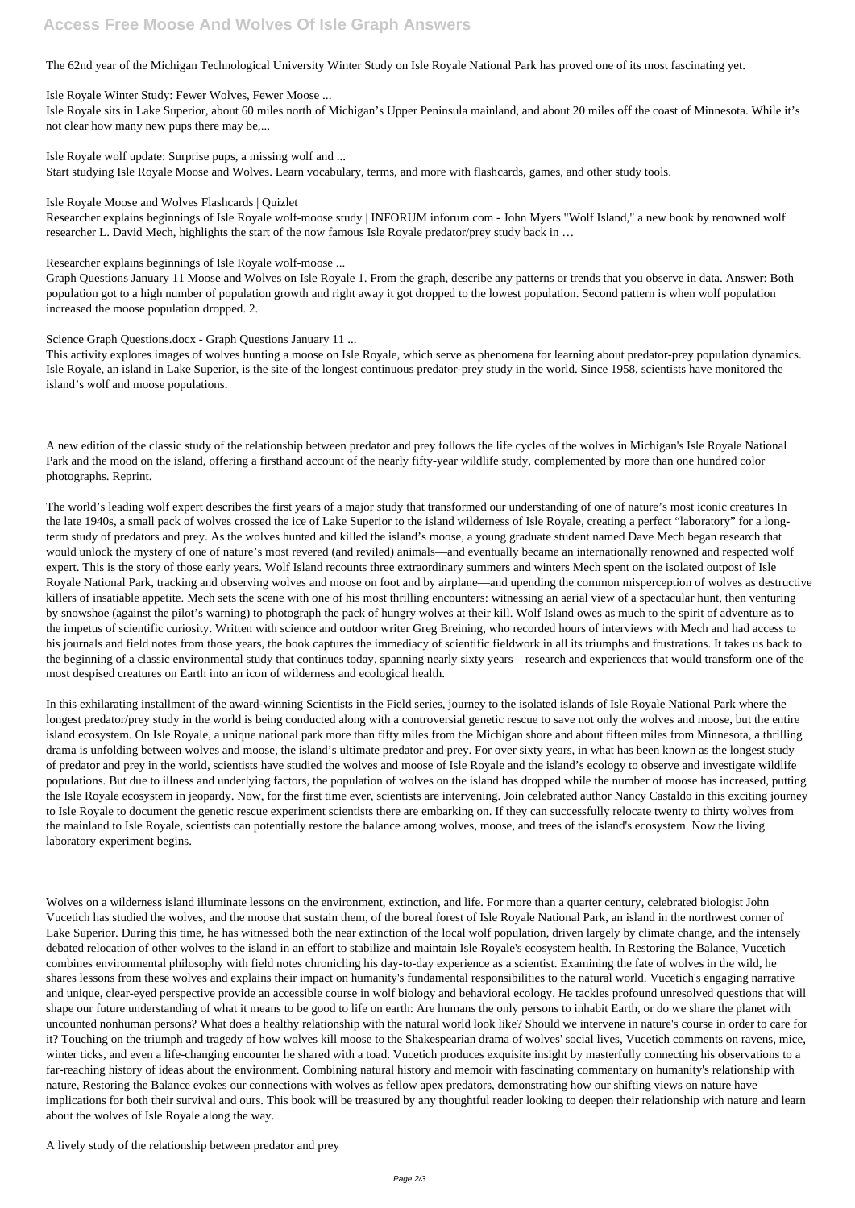The 62nd year of the Michigan Technological University Winter Study on Isle Royale National Park has proved one of its most fascinating yet.

Isle Royale Winter Study: Fewer Wolves, Fewer Moose ...

Isle Royale sits in Lake Superior, about 60 miles north of Michigan's Upper Peninsula mainland, and about 20 miles off the coast of Minnesota. While it's not clear how many new pups there may be,...

Isle Royale wolf update: Surprise pups, a missing wolf and ...

Start studying Isle Royale Moose and Wolves. Learn vocabulary, terms, and more with flashcards, games, and other study tools.

Isle Royale Moose and Wolves Flashcards | Quizlet

Researcher explains beginnings of Isle Royale wolf-moose study | INFORUM inforum.com - John Myers "Wolf Island," a new book by renowned wolf researcher L. David Mech, highlights the start of the now famous Isle Royale predator/prey study back in …

Researcher explains beginnings of Isle Royale wolf-moose ...

Graph Questions January 11 Moose and Wolves on Isle Royale 1. From the graph, describe any patterns or trends that you observe in data. Answer: Both population got to a high number of population growth and right away it got dropped to the lowest population. Second pattern is when wolf population increased the moose population dropped. 2.

Science Graph Questions.docx - Graph Questions January 11 ...

This activity explores images of wolves hunting a moose on Isle Royale, which serve as phenomena for learning about predator-prey population dynamics. Isle Royale, an island in Lake Superior, is the site of the longest continuous predator-prey study in the world. Since 1958, scientists have monitored the island's wolf and moose populations.

A new edition of the classic study of the relationship between predator and prey follows the life cycles of the wolves in Michigan's Isle Royale National Park and the mood on the island, offering a firsthand account of the nearly fifty-year wildlife study, complemented by more than one hundred color photographs. Reprint.

The world's leading wolf expert describes the first years of a major study that transformed our understanding of one of nature's most iconic creatures In the late 1940s, a small pack of wolves crossed the ice of Lake Superior to the island wilderness of Isle Royale, creating a perfect "laboratory" for a long-term study of predators and prey. As the wolves hunted and killed the island's moose, a young graduate student named Dave Mech began research that would unlock the mystery of one of nature's most revered (and reviled) animals—and eventually became an internationally renowned and respected wolf expert. This is the story of those early years. Wolf Island recounts three extraordinary summers and winters Mech spent on the isolated outpost of Isle Royale National Park, tracking and observing wolves and moose on foot and by airplane—and upending the common misperception of wolves as destructive killers of insatiable appetite. Mech sets the scene with one of his most thrilling encounters: witnessing an aerial view of a spectacular hunt, then venturing by snowshoe (against the pilot's warning) to photograph the pack of hungry wolves at their kill. Wolf Island owes as much to the spirit of adventure as to the impetus of scientific curiosity. Written with science and outdoor writer Greg Breining, who recorded hours of interviews with Mech and had access to his journals and field notes from those years, the book captures the immediacy of scientific fieldwork in all its triumphs and frustrations. It takes us back to the beginning of a classic environmental study that continues today, spanning nearly sixty years—research and experiences that would transform one of the most despised creatures on Earth into an icon of wilderness and ecological health.

In this exhilarating installment of the award-winning Scientists in the Field series, journey to the isolated islands of Isle Royale National Park where the longest predator/prey study in the world is being conducted along with a controversial genetic rescue to save not only the wolves and moose, but the entire island ecosystem. On Isle Royale, a unique national park more than fifty miles from the Michigan shore and about fifteen miles from Minnesota, a thrilling drama is unfolding between wolves and moose, the island's ultimate predator and prey. For over sixty years, in what has been known as the longest study of predator and prey in the world, scientists have studied the wolves and moose of Isle Royale and the island's ecology to observe and investigate wildlife populations. But due to illness and underlying factors, the population of wolves on the island has dropped while the number of moose has increased, putting the Isle Royale ecosystem in jeopardy. Now, for the first time ever, scientists are intervening. Join celebrated author Nancy Castaldo in this exciting journey to Isle Royale to document the genetic rescue experiment scientists there are embarking on. If they can successfully relocate twenty to thirty wolves from the mainland to Isle Royale, scientists can potentially restore the balance among wolves, moose, and trees of the island's ecosystem. Now the living laboratory experiment begins.

Wolves on a wilderness island illuminate lessons on the environment, extinction, and life. For more than a quarter century, celebrated biologist John Vucetich has studied the wolves, and the moose that sustain them, of the boreal forest of Isle Royale National Park, an island in the northwest corner of Lake Superior. During this time, he has witnessed both the near extinction of the local wolf population, driven largely by climate change, and the intensely debated relocation of other wolves to the island in an effort to stabilize and maintain Isle Royale's ecosystem health. In Restoring the Balance, Vucetich combines environmental philosophy with field notes chronicling his day-to-day experience as a scientist. Examining the fate of wolves in the wild, he shares lessons from these wolves and explains their impact on humanity's fundamental responsibilities to the natural world. Vucetich's engaging narrative and unique, clear-eyed perspective provide an accessible course in wolf biology and behavioral ecology. He tackles profound unresolved questions that will shape our future understanding of what it means to be good to life on earth: Are humans the only persons to inhabit Earth, or do we share the planet with uncounted nonhuman persons? What does a healthy relationship with the natural world look like? Should we intervene in nature's course in order to care for it? Touching on the triumph and tragedy of how wolves kill moose to the Shakespearian drama of wolves' social lives, Vucetich comments on ravens, mice, winter ticks, and even a life-changing encounter he shared with a toad. Vucetich produces exquisite insight by masterfully connecting his observations to a far-reaching history of ideas about the environment. Combining natural history and memoir with fascinating commentary on humanity's relationship with nature, Restoring the Balance evokes our connections with wolves as fellow apex predators, demonstrating how our shifting views on nature have implications for both their survival and ours. This book will be treasured by any thoughtful reader looking to deepen their relationship with nature and learn about the wolves of Isle Royale along the way.

A lively study of the relationship between predator and prey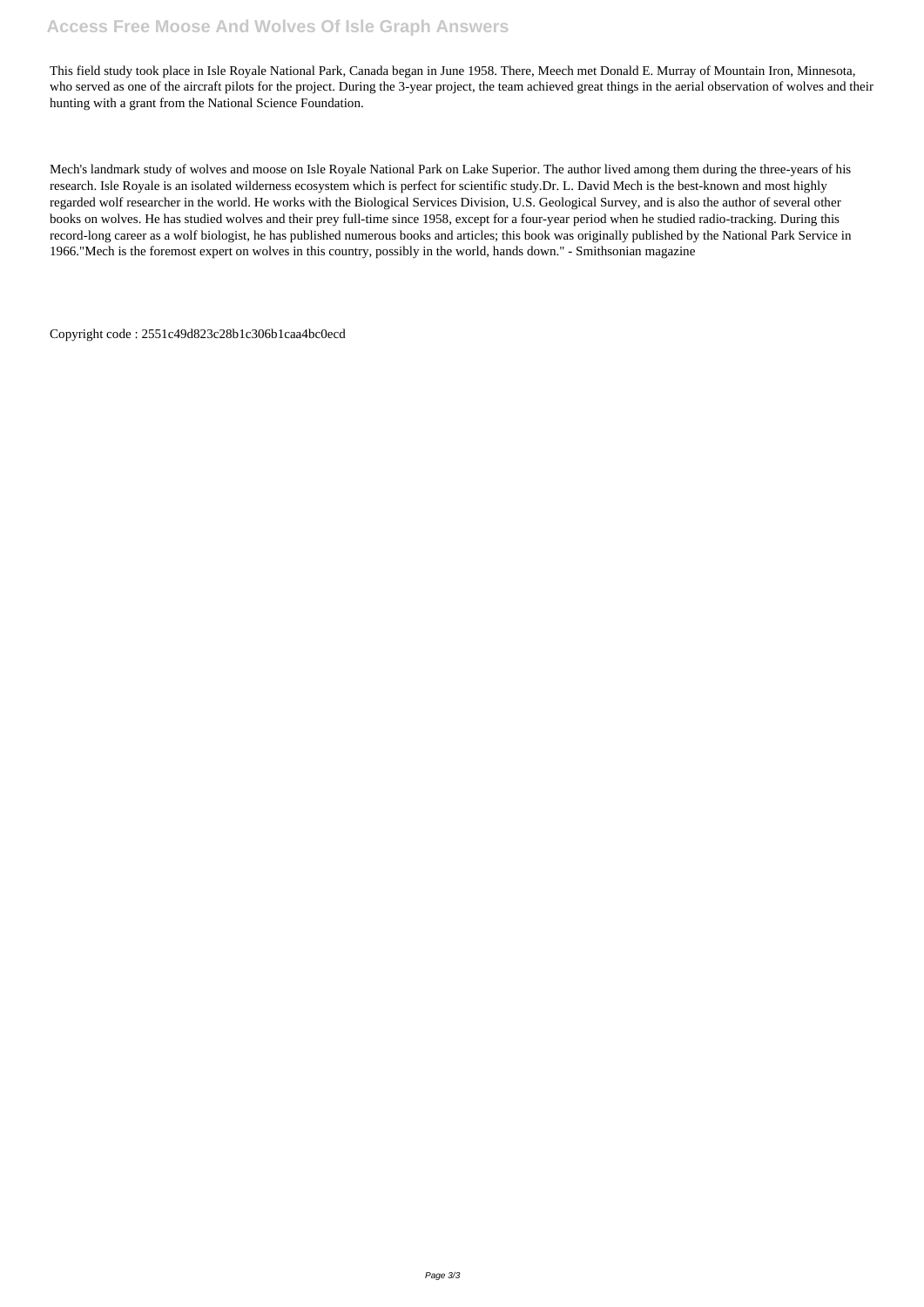This field study took place in Isle Royale National Park, Canada began in June 1958. There, Meech met Donald E. Murray of Mountain Iron, Minnesota, who served as one of the aircraft pilots for the project. During the 3-year project, the team achieved great things in the aerial observation of wolves and their hunting with a grant from the National Science Foundation.

Mech's landmark study of wolves and moose on Isle Royale National Park on Lake Superior. The author lived among them during the three-years of his research. Isle Royale is an isolated wilderness ecosystem which is perfect for scientific study.Dr. L. David Mech is the best-known and most highly regarded wolf researcher in the world. He works with the Biological Services Division, U.S. Geological Survey, and is also the author of several other books on wolves. He has studied wolves and their prey full-time since 1958, except for a four-year period when he studied radio-tracking. During this record-long career as a wolf biologist, he has published numerous books and articles; this book was originally published by the National Park Service in 1966."Mech is the foremost expert on wolves in this country, possibly in the world, hands down." - Smithsonian magazine

Copyright code : 2551c49d823c28b1c306b1caa4bc0ecd